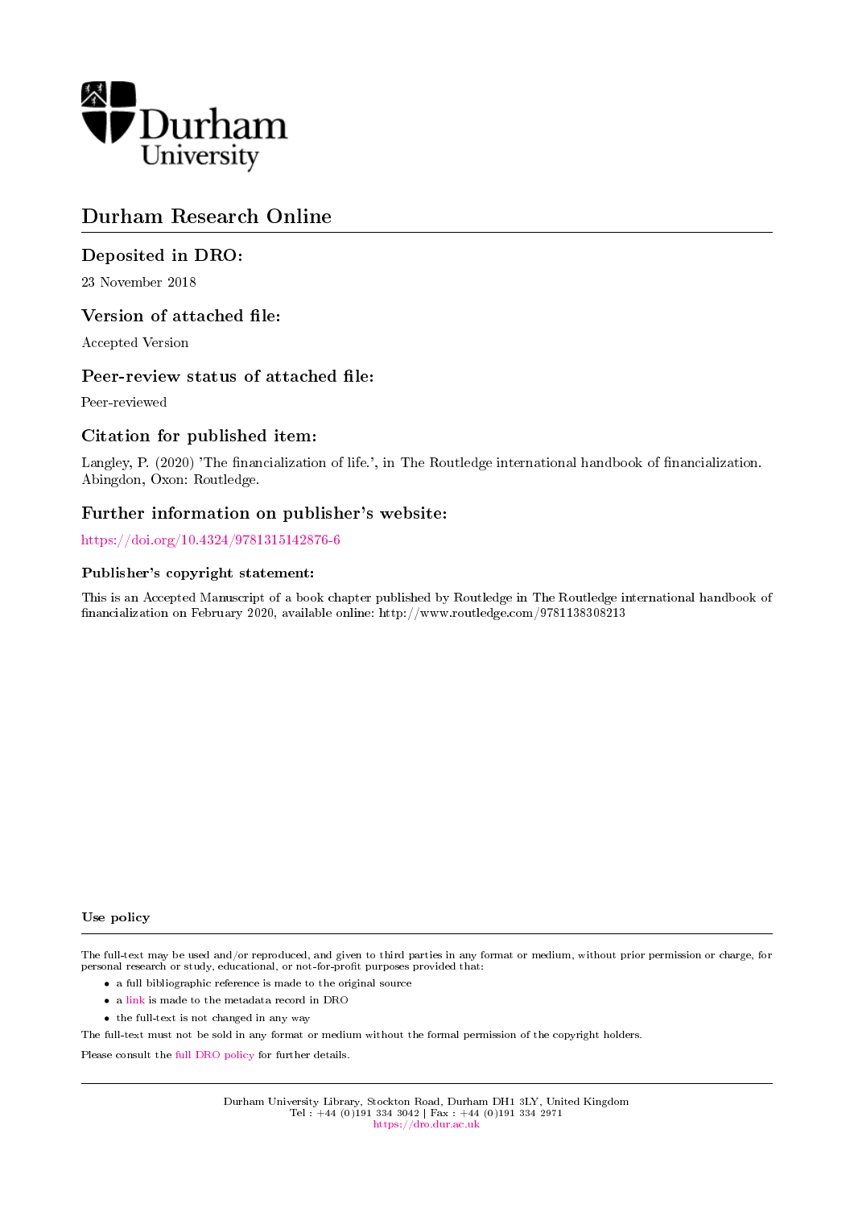Durham University

# Durham Research Online

## Deposited in DRO:

23 November 2018

## Version of attached file:

Accepted Version

## Peer-review status of attached file:

Peer-reviewed

## Citation for published item:

Langley, P. (2020) 'The financialization of life.', in The Routledge international handbook of financialization. Abingdon, Oxon: Routledge.

## Further information on publisher's website:

https://doi.org/10.4324/9781315142876-6

### Publisher's copyright statement:

This is an Accepted Manuscript of a book chapter published by Routledge in The Routledge international handbook of financialization on February 2020, available online: http://www.routledge.com/9781138308213

### Use policy

The full-text may be used and/or reproduced, and given to third parties in any format or medium, without prior permission or charge, for personal research or study, educational, or not-for-profit purposes provided that:

- a full bibliographic reference is made to the original source
- a link is made to the metadata record in DRO
- the full-text is not changed in any way

The full-text must not be sold in any format or medium without the formal permission of the copyright holders.

Please consult the full DRO policy for further details.

Durham University Library, Stockton Road, Durham DH1 3LY, United Kingdom
Tel : +44 (0)191 334 3042 | Fax : +44 (0)191 334 2971
https://dro.dur.ac.uk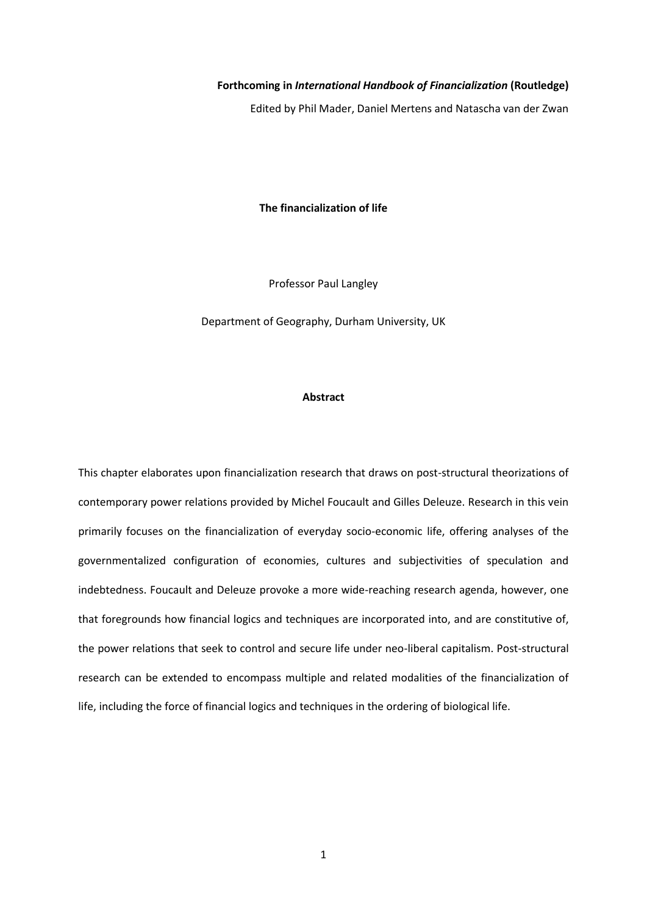**Forthcoming in *International Handbook of Financialization* (Routledge)**

Edited by Phil Mader, Daniel Mertens and Natascha van der Zwan

# The financialization of life

Professor Paul Langley

Department of Geography, Durham University, UK

## Abstract

This chapter elaborates upon financialization research that draws on post-structural theorizations of contemporary power relations provided by Michel Foucault and Gilles Deleuze. Research in this vein primarily focuses on the financialization of everyday socio-economic life, offering analyses of the governmentalized configuration of economies, cultures and subjectivities of speculation and indebtedness. Foucault and Deleuze provoke a more wide-reaching research agenda, however, one that foregrounds how financial logics and techniques are incorporated into, and are constitutive of, the power relations that seek to control and secure life under neo-liberal capitalism. Post-structural research can be extended to encompass multiple and related modalities of the financialization of life, including the force of financial logics and techniques in the ordering of biological life.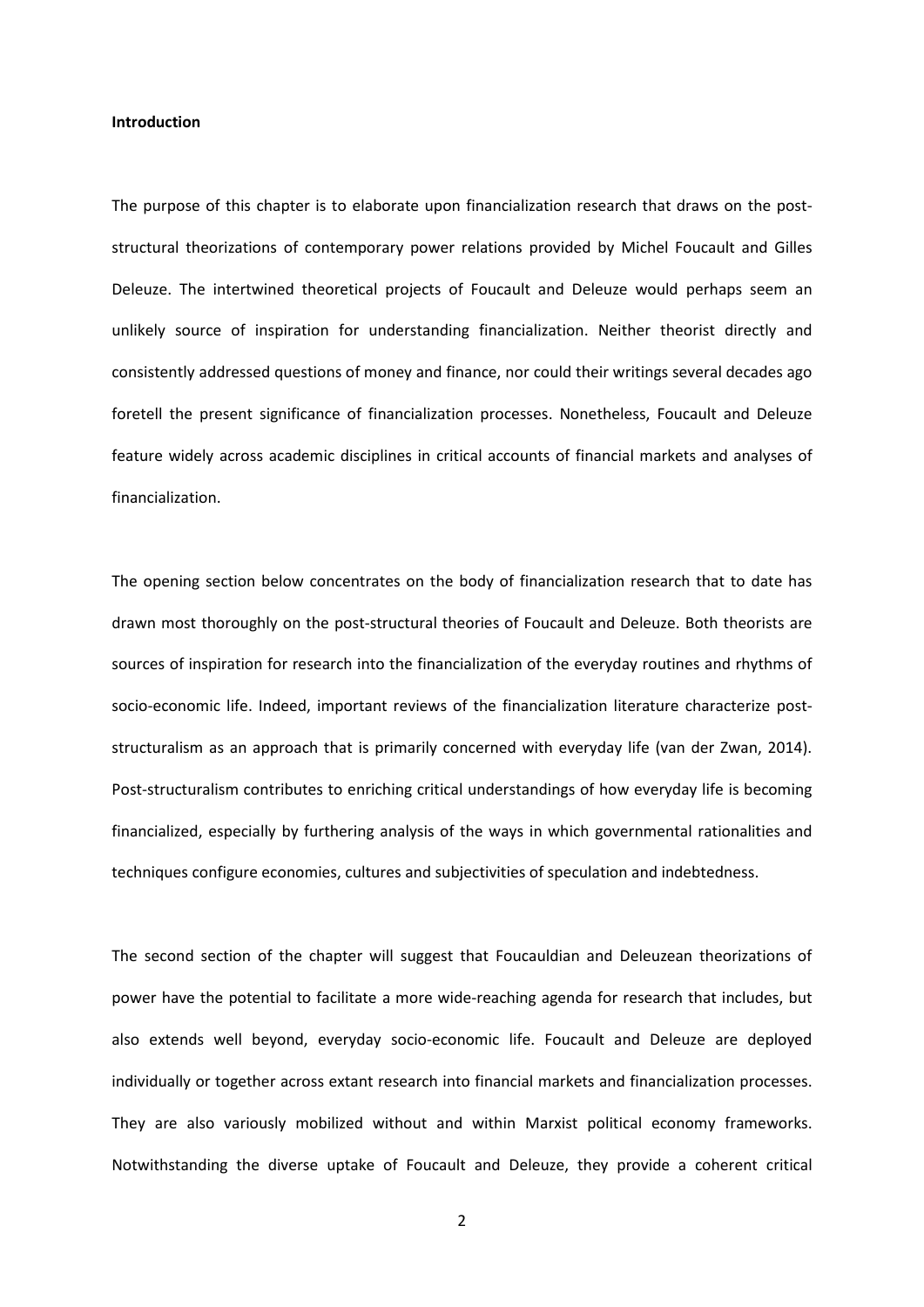**Introduction**

The purpose of this chapter is to elaborate upon financialization research that draws on the post-structural theorizations of contemporary power relations provided by Michel Foucault and Gilles Deleuze. The intertwined theoretical projects of Foucault and Deleuze would perhaps seem an unlikely source of inspiration for understanding financialization. Neither theorist directly and consistently addressed questions of money and finance, nor could their writings several decades ago foretell the present significance of financialization processes. Nonetheless, Foucault and Deleuze feature widely across academic disciplines in critical accounts of financial markets and analyses of financialization.

The opening section below concentrates on the body of financialization research that to date has drawn most thoroughly on the post-structural theories of Foucault and Deleuze. Both theorists are sources of inspiration for research into the financialization of the everyday routines and rhythms of socio-economic life. Indeed, important reviews of the financialization literature characterize post-structuralism as an approach that is primarily concerned with everyday life (van der Zwan, 2014). Post-structuralism contributes to enriching critical understandings of how everyday life is becoming financialized, especially by furthering analysis of the ways in which governmental rationalities and techniques configure economies, cultures and subjectivities of speculation and indebtedness.

The second section of the chapter will suggest that Foucauldian and Deleuzean theorizations of power have the potential to facilitate a more wide-reaching agenda for research that includes, but also extends well beyond, everyday socio-economic life. Foucault and Deleuze are deployed individually or together across extant research into financial markets and financialization processes. They are also variously mobilized without and within Marxist political economy frameworks. Notwithstanding the diverse uptake of Foucault and Deleuze, they provide a coherent critical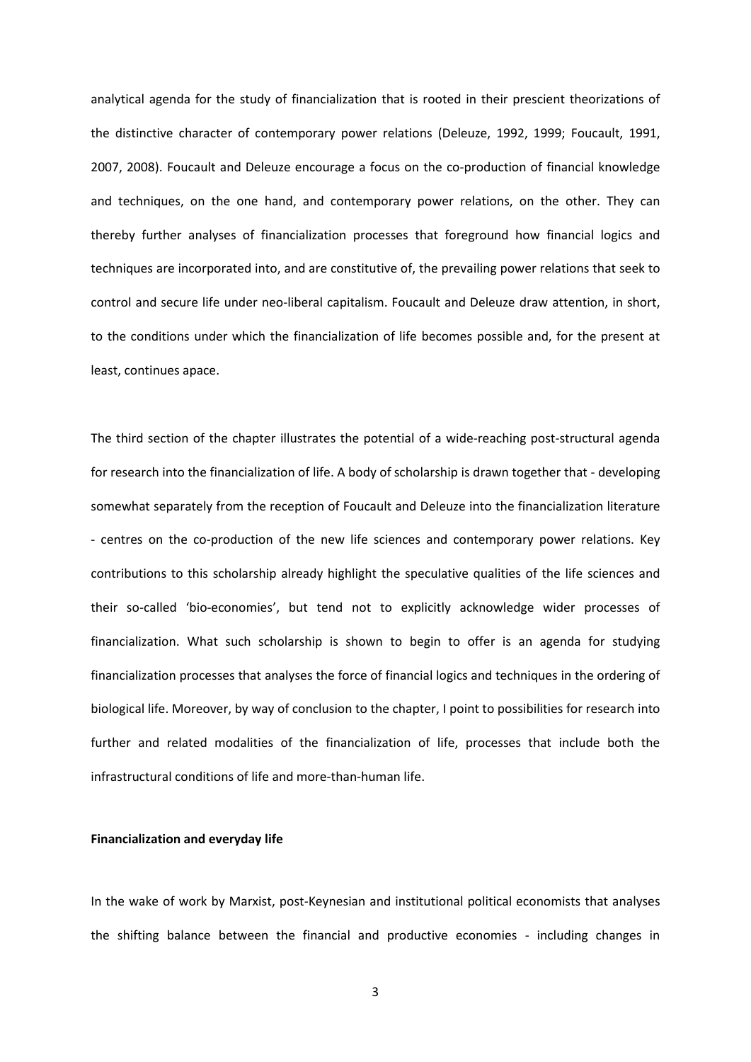analytical agenda for the study of financialization that is rooted in their prescient theorizations of the distinctive character of contemporary power relations (Deleuze, 1992, 1999; Foucault, 1991, 2007, 2008). Foucault and Deleuze encourage a focus on the co-production of financial knowledge and techniques, on the one hand, and contemporary power relations, on the other. They can thereby further analyses of financialization processes that foreground how financial logics and techniques are incorporated into, and are constitutive of, the prevailing power relations that seek to control and secure life under neo-liberal capitalism. Foucault and Deleuze draw attention, in short, to the conditions under which the financialization of life becomes possible and, for the present at least, continues apace.

The third section of the chapter illustrates the potential of a wide-reaching post-structural agenda for research into the financialization of life. A body of scholarship is drawn together that - developing somewhat separately from the reception of Foucault and Deleuze into the financialization literature - centres on the co-production of the new life sciences and contemporary power relations. Key contributions to this scholarship already highlight the speculative qualities of the life sciences and their so-called 'bio-economies', but tend not to explicitly acknowledge wider processes of financialization. What such scholarship is shown to begin to offer is an agenda for studying financialization processes that analyses the force of financial logics and techniques in the ordering of biological life. Moreover, by way of conclusion to the chapter, I point to possibilities for research into further and related modalities of the financialization of life, processes that include both the infrastructural conditions of life and more-than-human life.

**Financialization and everyday life**

In the wake of work by Marxist, post-Keynesian and institutional political economists that analyses the shifting balance between the financial and productive economies - including changes in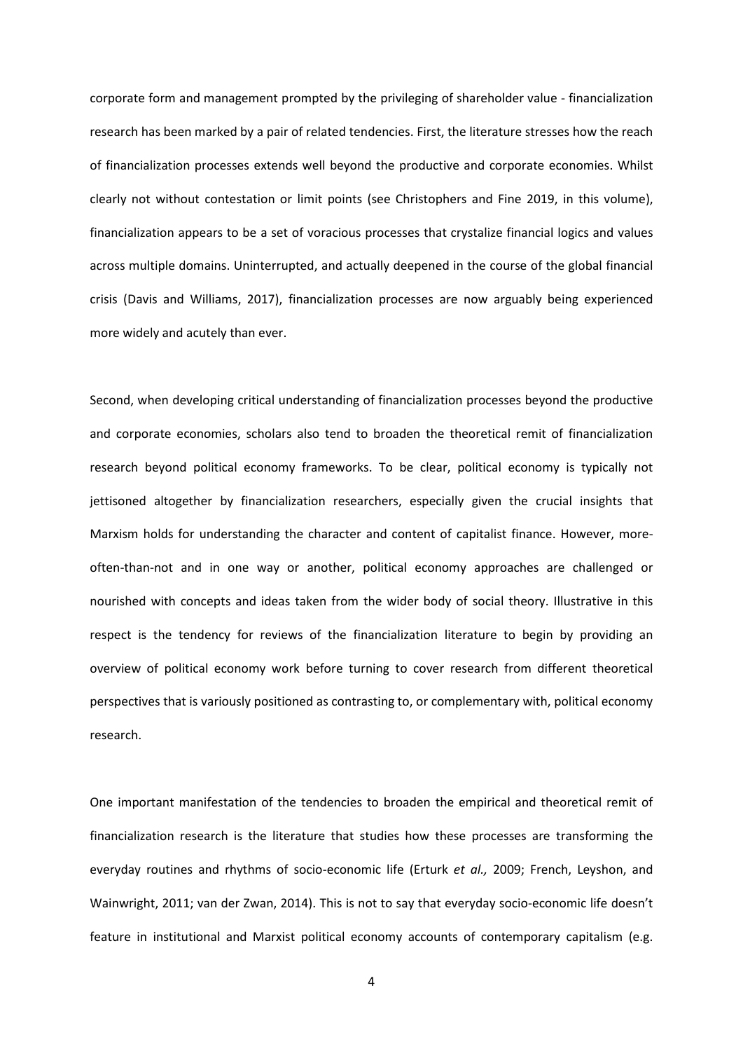corporate form and management prompted by the privileging of shareholder value - financialization research has been marked by a pair of related tendencies. First, the literature stresses how the reach of financialization processes extends well beyond the productive and corporate economies. Whilst clearly not without contestation or limit points (see Christophers and Fine 2019, in this volume), financialization appears to be a set of voracious processes that crystalize financial logics and values across multiple domains. Uninterrupted, and actually deepened in the course of the global financial crisis (Davis and Williams, 2017), financialization processes are now arguably being experienced more widely and acutely than ever.

Second, when developing critical understanding of financialization processes beyond the productive and corporate economies, scholars also tend to broaden the theoretical remit of financialization research beyond political economy frameworks. To be clear, political economy is typically not jettisoned altogether by financialization researchers, especially given the crucial insights that Marxism holds for understanding the character and content of capitalist finance. However, more-often-than-not and in one way or another, political economy approaches are challenged or nourished with concepts and ideas taken from the wider body of social theory. Illustrative in this respect is the tendency for reviews of the financialization literature to begin by providing an overview of political economy work before turning to cover research from different theoretical perspectives that is variously positioned as contrasting to, or complementary with, political economy research.

One important manifestation of the tendencies to broaden the empirical and theoretical remit of financialization research is the literature that studies how these processes are transforming the everyday routines and rhythms of socio-economic life (Erturk *et al.,* 2009; French, Leyshon, and Wainwright, 2011; van der Zwan, 2014). This is not to say that everyday socio-economic life doesn't feature in institutional and Marxist political economy accounts of contemporary capitalism (e.g.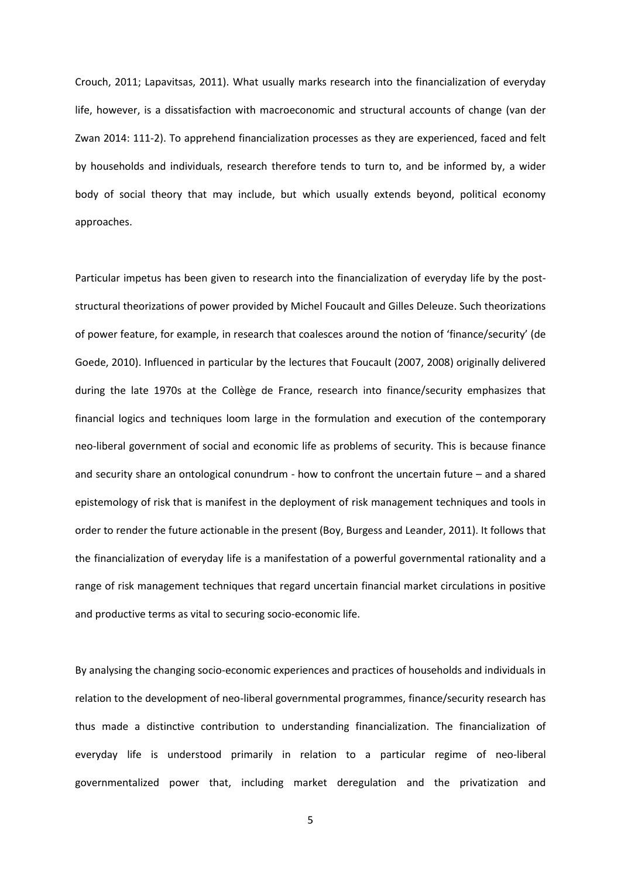Crouch, 2011; Lapavitsas, 2011). What usually marks research into the financialization of everyday life, however, is a dissatisfaction with macroeconomic and structural accounts of change (van der Zwan 2014: 111-2). To apprehend financialization processes as they are experienced, faced and felt by households and individuals, research therefore tends to turn to, and be informed by, a wider body of social theory that may include, but which usually extends beyond, political economy approaches.

Particular impetus has been given to research into the financialization of everyday life by the post-structural theorizations of power provided by Michel Foucault and Gilles Deleuze. Such theorizations of power feature, for example, in research that coalesces around the notion of 'finance/security' (de Goede, 2010). Influenced in particular by the lectures that Foucault (2007, 2008) originally delivered during the late 1970s at the Collège de France, research into finance/security emphasizes that financial logics and techniques loom large in the formulation and execution of the contemporary neo-liberal government of social and economic life as problems of security. This is because finance and security share an ontological conundrum - how to confront the uncertain future – and a shared epistemology of risk that is manifest in the deployment of risk management techniques and tools in order to render the future actionable in the present (Boy, Burgess and Leander, 2011). It follows that the financialization of everyday life is a manifestation of a powerful governmental rationality and a range of risk management techniques that regard uncertain financial market circulations in positive and productive terms as vital to securing socio-economic life.

By analysing the changing socio-economic experiences and practices of households and individuals in relation to the development of neo-liberal governmental programmes, finance/security research has thus made a distinctive contribution to understanding financialization. The financialization of everyday life is understood primarily in relation to a particular regime of neo-liberal governmentalized power that, including market deregulation and the privatization and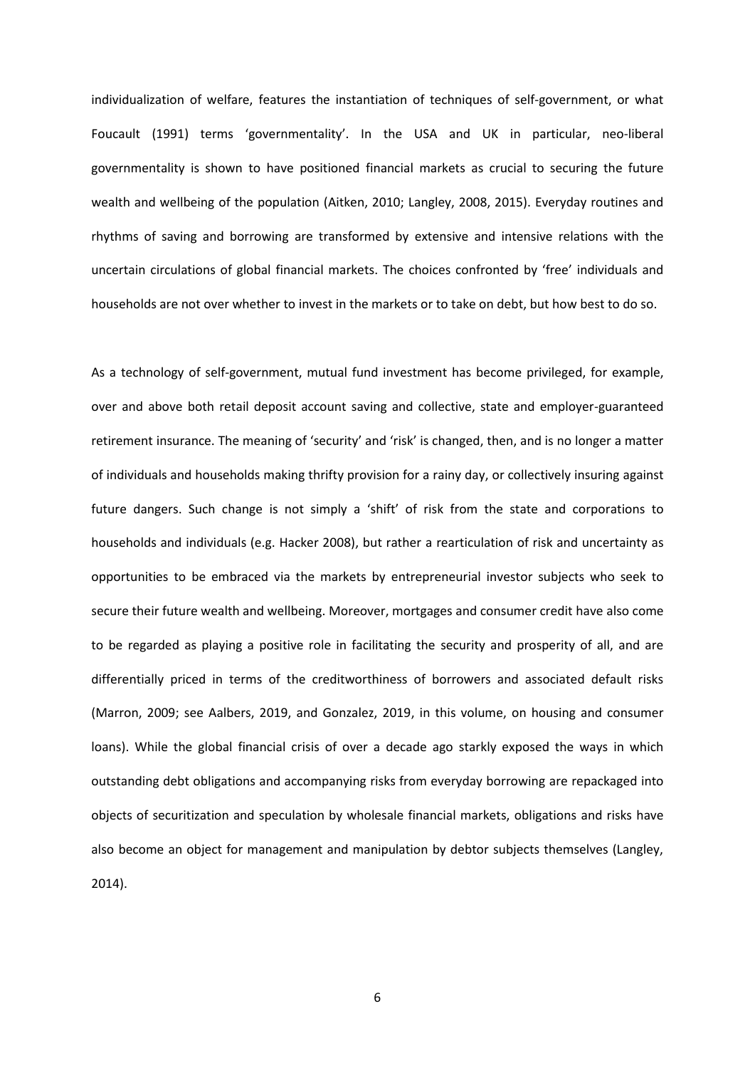individualization of welfare, features the instantiation of techniques of self-government, or what Foucault (1991) terms 'governmentality'. In the USA and UK in particular, neo-liberal governmentality is shown to have positioned financial markets as crucial to securing the future wealth and wellbeing of the population (Aitken, 2010; Langley, 2008, 2015). Everyday routines and rhythms of saving and borrowing are transformed by extensive and intensive relations with the uncertain circulations of global financial markets. The choices confronted by 'free' individuals and households are not over whether to invest in the markets or to take on debt, but how best to do so.

As a technology of self-government, mutual fund investment has become privileged, for example, over and above both retail deposit account saving and collective, state and employer-guaranteed retirement insurance. The meaning of 'security' and 'risk' is changed, then, and is no longer a matter of individuals and households making thrifty provision for a rainy day, or collectively insuring against future dangers. Such change is not simply a 'shift' of risk from the state and corporations to households and individuals (e.g. Hacker 2008), but rather a rearticulation of risk and uncertainty as opportunities to be embraced via the markets by entrepreneurial investor subjects who seek to secure their future wealth and wellbeing. Moreover, mortgages and consumer credit have also come to be regarded as playing a positive role in facilitating the security and prosperity of all, and are differentially priced in terms of the creditworthiness of borrowers and associated default risks (Marron, 2009; see Aalbers, 2019, and Gonzalez, 2019, in this volume, on housing and consumer loans). While the global financial crisis of over a decade ago starkly exposed the ways in which outstanding debt obligations and accompanying risks from everyday borrowing are repackaged into objects of securitization and speculation by wholesale financial markets, obligations and risks have also become an object for management and manipulation by debtor subjects themselves (Langley, 2014).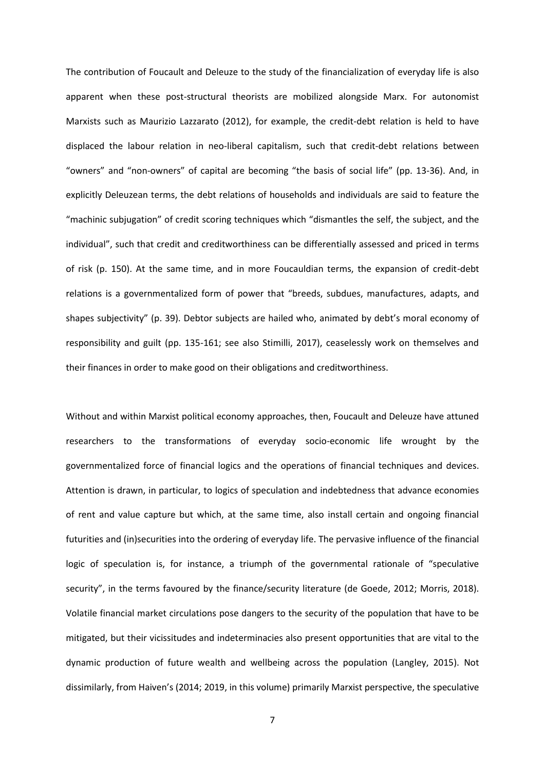The contribution of Foucault and Deleuze to the study of the financialization of everyday life is also apparent when these post-structural theorists are mobilized alongside Marx. For autonomist Marxists such as Maurizio Lazzarato (2012), for example, the credit-debt relation is held to have displaced the labour relation in neo-liberal capitalism, such that credit-debt relations between "owners" and "non-owners" of capital are becoming "the basis of social life" (pp. 13-36). And, in explicitly Deleuzean terms, the debt relations of households and individuals are said to feature the "machinic subjugation" of credit scoring techniques which "dismantles the self, the subject, and the individual", such that credit and creditworthiness can be differentially assessed and priced in terms of risk (p. 150). At the same time, and in more Foucauldian terms, the expansion of credit-debt relations is a governmentalized form of power that "breeds, subdues, manufactures, adapts, and shapes subjectivity" (p. 39). Debtor subjects are hailed who, animated by debt's moral economy of responsibility and guilt (pp. 135-161; see also Stimilli, 2017), ceaselessly work on themselves and their finances in order to make good on their obligations and creditworthiness.

Without and within Marxist political economy approaches, then, Foucault and Deleuze have attuned researchers to the transformations of everyday socio-economic life wrought by the governmentalized force of financial logics and the operations of financial techniques and devices. Attention is drawn, in particular, to logics of speculation and indebtedness that advance economies of rent and value capture but which, at the same time, also install certain and ongoing financial futurities and (in)securities into the ordering of everyday life. The pervasive influence of the financial logic of speculation is, for instance, a triumph of the governmental rationale of "speculative security", in the terms favoured by the finance/security literature (de Goede, 2012; Morris, 2018). Volatile financial market circulations pose dangers to the security of the population that have to be mitigated, but their vicissitudes and indeterminacies also present opportunities that are vital to the dynamic production of future wealth and wellbeing across the population (Langley, 2015). Not dissimilarly, from Haiven's (2014; 2019, in this volume) primarily Marxist perspective, the speculative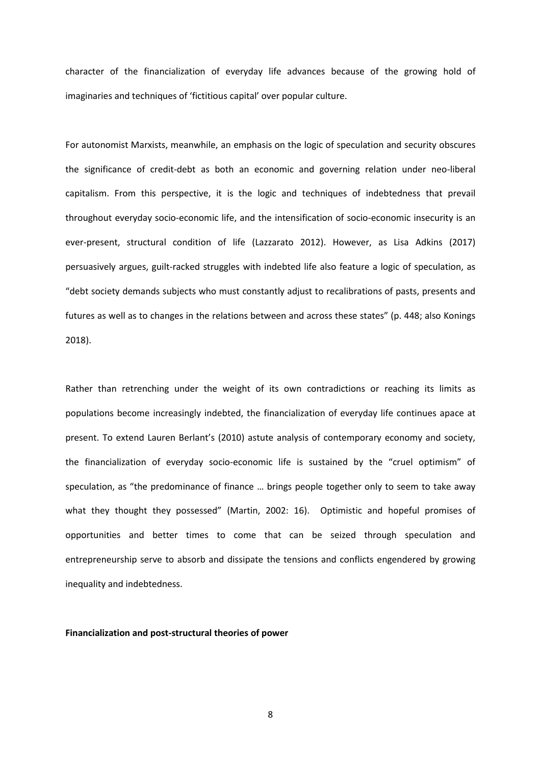character of the financialization of everyday life advances because of the growing hold of imaginaries and techniques of 'fictitious capital' over popular culture.

For autonomist Marxists, meanwhile, an emphasis on the logic of speculation and security obscures the significance of credit-debt as both an economic and governing relation under neo-liberal capitalism. From this perspective, it is the logic and techniques of indebtedness that prevail throughout everyday socio-economic life, and the intensification of socio-economic insecurity is an ever-present, structural condition of life (Lazzarato 2012). However, as Lisa Adkins (2017) persuasively argues, guilt-racked struggles with indebted life also feature a logic of speculation, as "debt society demands subjects who must constantly adjust to recalibrations of pasts, presents and futures as well as to changes in the relations between and across these states" (p. 448; also Konings 2018).

Rather than retrenching under the weight of its own contradictions or reaching its limits as populations become increasingly indebted, the financialization of everyday life continues apace at present. To extend Lauren Berlant's (2010) astute analysis of contemporary economy and society, the financialization of everyday socio-economic life is sustained by the "cruel optimism" of speculation, as "the predominance of finance … brings people together only to seem to take away what they thought they possessed" (Martin, 2002: 16). Optimistic and hopeful promises of opportunities and better times to come that can be seized through speculation and entrepreneurship serve to absorb and dissipate the tensions and conflicts engendered by growing inequality and indebtedness.

**Financialization and post-structural theories of power**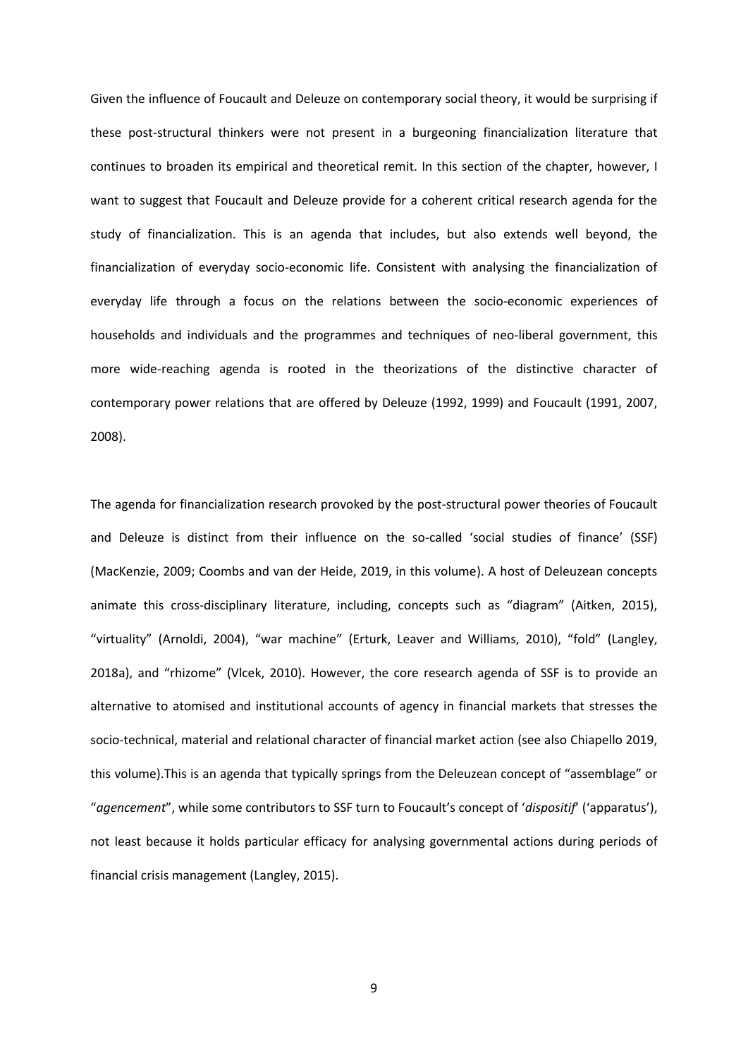Given the influence of Foucault and Deleuze on contemporary social theory, it would be surprising if these post-structural thinkers were not present in a burgeoning financialization literature that continues to broaden its empirical and theoretical remit. In this section of the chapter, however, I want to suggest that Foucault and Deleuze provide for a coherent critical research agenda for the study of financialization. This is an agenda that includes, but also extends well beyond, the financialization of everyday socio-economic life. Consistent with analysing the financialization of everyday life through a focus on the relations between the socio-economic experiences of households and individuals and the programmes and techniques of neo-liberal government, this more wide-reaching agenda is rooted in the theorizations of the distinctive character of contemporary power relations that are offered by Deleuze (1992, 1999) and Foucault (1991, 2007, 2008).

The agenda for financialization research provoked by the post-structural power theories of Foucault and Deleuze is distinct from their influence on the so-called 'social studies of finance' (SSF) (MacKenzie, 2009; Coombs and van der Heide, 2019, in this volume). A host of Deleuzean concepts animate this cross-disciplinary literature, including, concepts such as "diagram" (Aitken, 2015), "virtuality" (Arnoldi, 2004), "war machine" (Erturk, Leaver and Williams, 2010), "fold" (Langley, 2018a), and "rhizome" (Vlcek, 2010). However, the core research agenda of SSF is to provide an alternative to atomised and institutional accounts of agency in financial markets that stresses the socio-technical, material and relational character of financial market action (see also Chiapello 2019, this volume).This is an agenda that typically springs from the Deleuzean concept of "assemblage" or "*agencement*", while some contributors to SSF turn to Foucault's concept of '*dispositif*' ('apparatus'), not least because it holds particular efficacy for analysing governmental actions during periods of financial crisis management (Langley, 2015).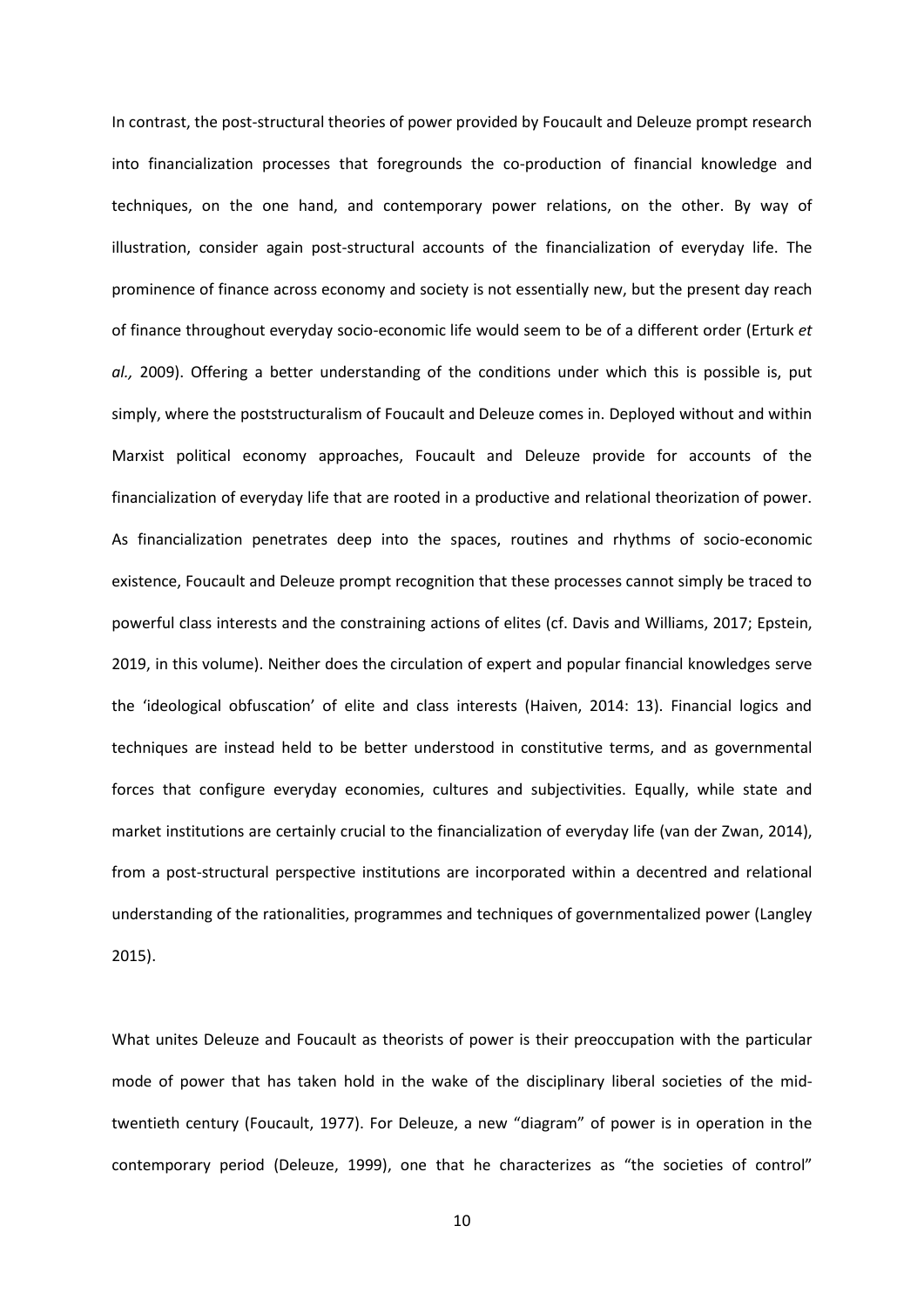In contrast, the post-structural theories of power provided by Foucault and Deleuze prompt research into financialization processes that foregrounds the co-production of financial knowledge and techniques, on the one hand, and contemporary power relations, on the other. By way of illustration, consider again post-structural accounts of the financialization of everyday life. The prominence of finance across economy and society is not essentially new, but the present day reach of finance throughout everyday socio-economic life would seem to be of a different order (Erturk *et al.,* 2009). Offering a better understanding of the conditions under which this is possible is, put simply, where the poststructuralism of Foucault and Deleuze comes in. Deployed without and within Marxist political economy approaches, Foucault and Deleuze provide for accounts of the financialization of everyday life that are rooted in a productive and relational theorization of power. As financialization penetrates deep into the spaces, routines and rhythms of socio-economic existence, Foucault and Deleuze prompt recognition that these processes cannot simply be traced to powerful class interests and the constraining actions of elites (cf. Davis and Williams, 2017; Epstein, 2019, in this volume). Neither does the circulation of expert and popular financial knowledges serve the 'ideological obfuscation' of elite and class interests (Haiven, 2014: 13). Financial logics and techniques are instead held to be better understood in constitutive terms, and as governmental forces that configure everyday economies, cultures and subjectivities. Equally, while state and market institutions are certainly crucial to the financialization of everyday life (van der Zwan, 2014), from a post-structural perspective institutions are incorporated within a decentred and relational understanding of the rationalities, programmes and techniques of governmentalized power (Langley 2015).

What unites Deleuze and Foucault as theorists of power is their preoccupation with the particular mode of power that has taken hold in the wake of the disciplinary liberal societies of the mid-twentieth century (Foucault, 1977). For Deleuze, a new "diagram" of power is in operation in the contemporary period (Deleuze, 1999), one that he characterizes as "the societies of control"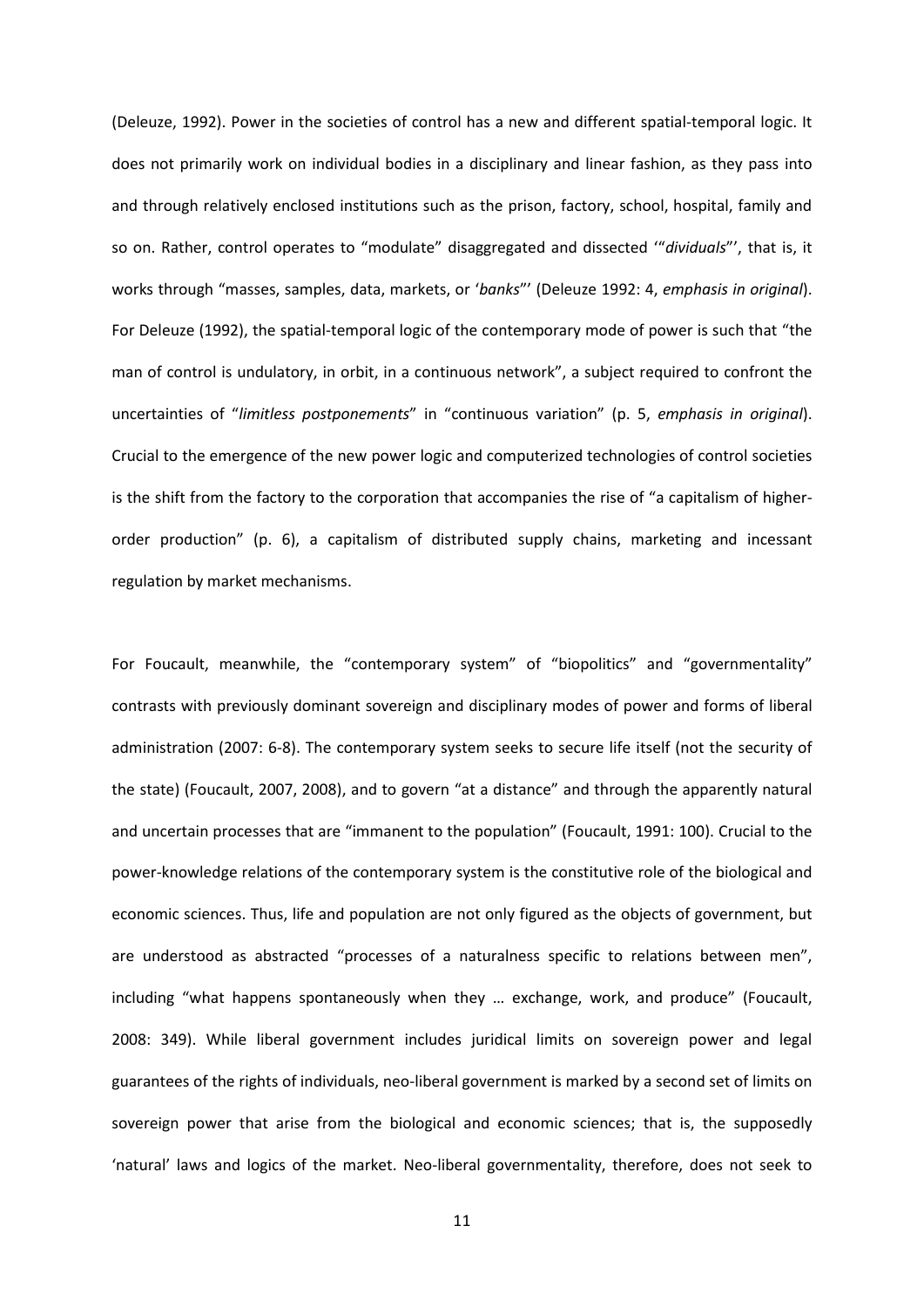(Deleuze, 1992). Power in the societies of control has a new and different spatial-temporal logic. It does not primarily work on individual bodies in a disciplinary and linear fashion, as they pass into and through relatively enclosed institutions such as the prison, factory, school, hospital, family and so on. Rather, control operates to "modulate" disaggregated and dissected '"*dividuals*"', that is, it works through "masses, samples, data, markets, or '*banks*"' (Deleuze 1992: 4, *emphasis in original*). For Deleuze (1992), the spatial-temporal logic of the contemporary mode of power is such that "the man of control is undulatory, in orbit, in a continuous network", a subject required to confront the uncertainties of "*limitless postponements*" in "continuous variation" (p. 5, *emphasis in original*). Crucial to the emergence of the new power logic and computerized technologies of control societies is the shift from the factory to the corporation that accompanies the rise of "a capitalism of higher-order production" (p. 6), a capitalism of distributed supply chains, marketing and incessant regulation by market mechanisms.

For Foucault, meanwhile, the "contemporary system" of "biopolitics" and "governmentality" contrasts with previously dominant sovereign and disciplinary modes of power and forms of liberal administration (2007: 6-8). The contemporary system seeks to secure life itself (not the security of the state) (Foucault, 2007, 2008), and to govern "at a distance" and through the apparently natural and uncertain processes that are "immanent to the population" (Foucault, 1991: 100). Crucial to the power-knowledge relations of the contemporary system is the constitutive role of the biological and economic sciences. Thus, life and population are not only figured as the objects of government, but are understood as abstracted "processes of a naturalness specific to relations between men", including "what happens spontaneously when they … exchange, work, and produce" (Foucault, 2008: 349). While liberal government includes juridical limits on sovereign power and legal guarantees of the rights of individuals, neo-liberal government is marked by a second set of limits on sovereign power that arise from the biological and economic sciences; that is, the supposedly 'natural' laws and logics of the market. Neo-liberal governmentality, therefore, does not seek to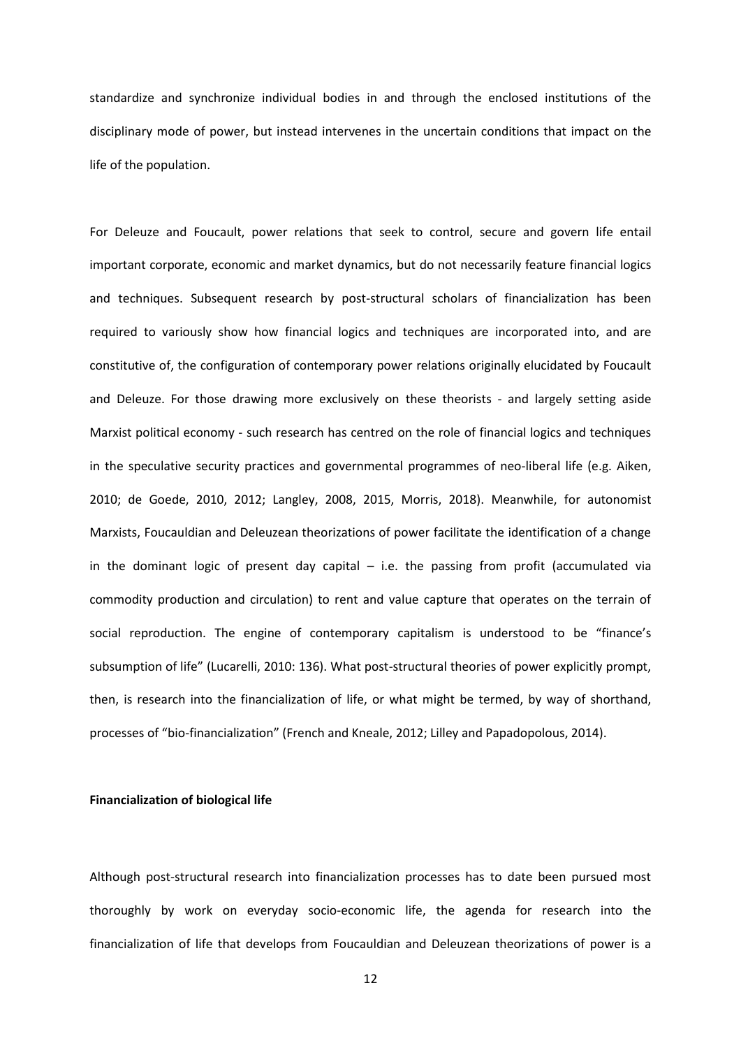standardize and synchronize individual bodies in and through the enclosed institutions of the disciplinary mode of power, but instead intervenes in the uncertain conditions that impact on the life of the population.

For Deleuze and Foucault, power relations that seek to control, secure and govern life entail important corporate, economic and market dynamics, but do not necessarily feature financial logics and techniques. Subsequent research by post-structural scholars of financialization has been required to variously show how financial logics and techniques are incorporated into, and are constitutive of, the configuration of contemporary power relations originally elucidated by Foucault and Deleuze. For those drawing more exclusively on these theorists - and largely setting aside Marxist political economy - such research has centred on the role of financial logics and techniques in the speculative security practices and governmental programmes of neo-liberal life (e.g. Aiken, 2010; de Goede, 2010, 2012; Langley, 2008, 2015, Morris, 2018). Meanwhile, for autonomist Marxists, Foucauldian and Deleuzean theorizations of power facilitate the identification of a change in the dominant logic of present day capital – i.e. the passing from profit (accumulated via commodity production and circulation) to rent and value capture that operates on the terrain of social reproduction. The engine of contemporary capitalism is understood to be "finance's subsumption of life" (Lucarelli, 2010: 136). What post-structural theories of power explicitly prompt, then, is research into the financialization of life, or what might be termed, by way of shorthand, processes of "bio-financialization" (French and Kneale, 2012; Lilley and Papadopolous, 2014).

**Financialization of biological life**

Although post-structural research into financialization processes has to date been pursued most thoroughly by work on everyday socio-economic life, the agenda for research into the financialization of life that develops from Foucauldian and Deleuzean theorizations of power is a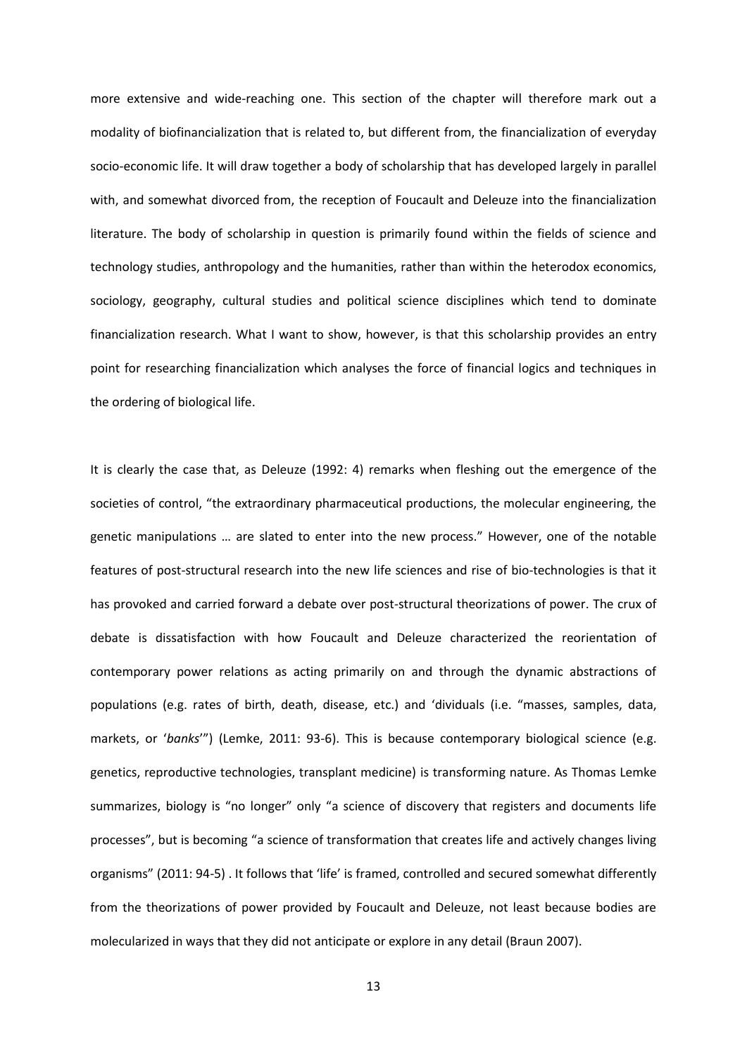more extensive and wide-reaching one. This section of the chapter will therefore mark out a modality of biofinancialization that is related to, but different from, the financialization of everyday socio-economic life. It will draw together a body of scholarship that has developed largely in parallel with, and somewhat divorced from, the reception of Foucault and Deleuze into the financialization literature. The body of scholarship in question is primarily found within the fields of science and technology studies, anthropology and the humanities, rather than within the heterodox economics, sociology, geography, cultural studies and political science disciplines which tend to dominate financialization research. What I want to show, however, is that this scholarship provides an entry point for researching financialization which analyses the force of financial logics and techniques in the ordering of biological life.

It is clearly the case that, as Deleuze (1992: 4) remarks when fleshing out the emergence of the societies of control, "the extraordinary pharmaceutical productions, the molecular engineering, the genetic manipulations … are slated to enter into the new process." However, one of the notable features of post-structural research into the new life sciences and rise of bio-technologies is that it has provoked and carried forward a debate over post-structural theorizations of power. The crux of debate is dissatisfaction with how Foucault and Deleuze characterized the reorientation of contemporary power relations as acting primarily on and through the dynamic abstractions of populations (e.g. rates of birth, death, disease, etc.) and 'dividuals (i.e. "masses, samples, data, markets, or '*banks*'") (Lemke, 2011: 93-6). This is because contemporary biological science (e.g. genetics, reproductive technologies, transplant medicine) is transforming nature. As Thomas Lemke summarizes, biology is "no longer" only "a science of discovery that registers and documents life processes", but is becoming "a science of transformation that creates life and actively changes living organisms" (2011: 94-5) . It follows that 'life' is framed, controlled and secured somewhat differently from the theorizations of power provided by Foucault and Deleuze, not least because bodies are molecularized in ways that they did not anticipate or explore in any detail (Braun 2007).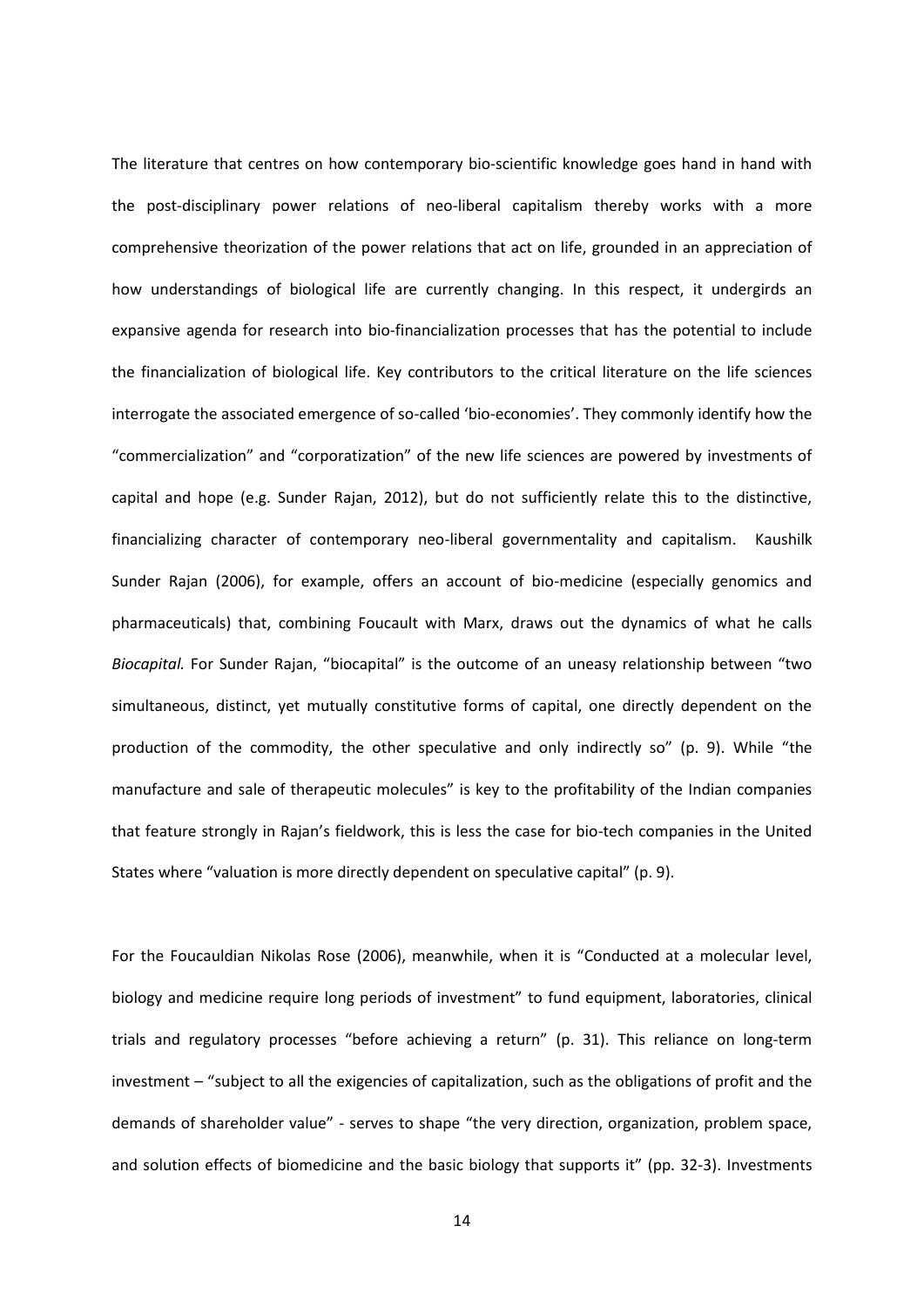The literature that centres on how contemporary bio-scientific knowledge goes hand in hand with the post-disciplinary power relations of neo-liberal capitalism thereby works with a more comprehensive theorization of the power relations that act on life, grounded in an appreciation of how understandings of biological life are currently changing. In this respect, it undergirds an expansive agenda for research into bio-financialization processes that has the potential to include the financialization of biological life. Key contributors to the critical literature on the life sciences interrogate the associated emergence of so-called 'bio-economies'. They commonly identify how the "commercialization" and "corporatization" of the new life sciences are powered by investments of capital and hope (e.g. Sunder Rajan, 2012), but do not sufficiently relate this to the distinctive, financializing character of contemporary neo-liberal governmentality and capitalism. Kaushilk Sunder Rajan (2006), for example, offers an account of bio-medicine (especially genomics and pharmaceuticals) that, combining Foucault with Marx, draws out the dynamics of what he calls *Biocapital.* For Sunder Rajan, "biocapital" is the outcome of an uneasy relationship between "two simultaneous, distinct, yet mutually constitutive forms of capital, one directly dependent on the production of the commodity, the other speculative and only indirectly so" (p. 9). While "the manufacture and sale of therapeutic molecules" is key to the profitability of the Indian companies that feature strongly in Rajan's fieldwork, this is less the case for bio-tech companies in the United States where "valuation is more directly dependent on speculative capital" (p. 9).

For the Foucauldian Nikolas Rose (2006), meanwhile, when it is "Conducted at a molecular level, biology and medicine require long periods of investment" to fund equipment, laboratories, clinical trials and regulatory processes "before achieving a return" (p. 31). This reliance on long-term investment – "subject to all the exigencies of capitalization, such as the obligations of profit and the demands of shareholder value" - serves to shape "the very direction, organization, problem space, and solution effects of biomedicine and the basic biology that supports it" (pp. 32-3). Investments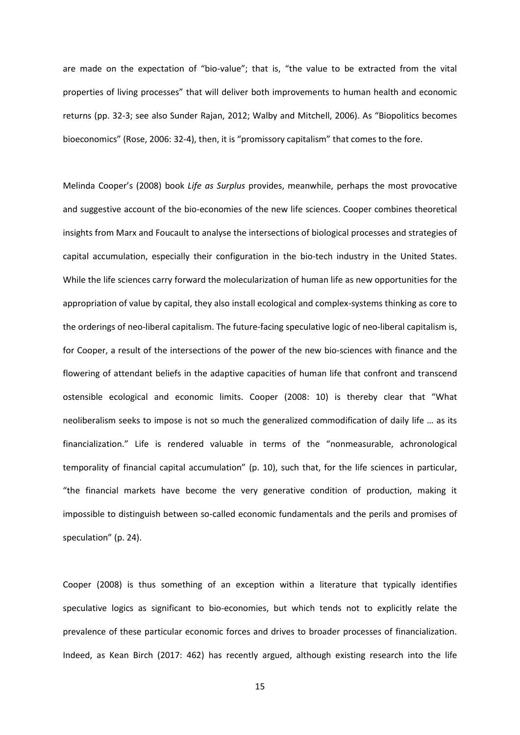are made on the expectation of "bio-value"; that is, "the value to be extracted from the vital properties of living processes" that will deliver both improvements to human health and economic returns (pp. 32-3; see also Sunder Rajan, 2012; Walby and Mitchell, 2006). As "Biopolitics becomes bioeconomics" (Rose, 2006: 32-4), then, it is "promissory capitalism" that comes to the fore.

Melinda Cooper's (2008) book *Life as Surplus* provides, meanwhile, perhaps the most provocative and suggestive account of the bio-economies of the new life sciences. Cooper combines theoretical insights from Marx and Foucault to analyse the intersections of biological processes and strategies of capital accumulation, especially their configuration in the bio-tech industry in the United States. While the life sciences carry forward the molecularization of human life as new opportunities for the appropriation of value by capital, they also install ecological and complex-systems thinking as core to the orderings of neo-liberal capitalism. The future-facing speculative logic of neo-liberal capitalism is, for Cooper, a result of the intersections of the power of the new bio-sciences with finance and the flowering of attendant beliefs in the adaptive capacities of human life that confront and transcend ostensible ecological and economic limits. Cooper (2008: 10) is thereby clear that "What neoliberalism seeks to impose is not so much the generalized commodification of daily life … as its financialization." Life is rendered valuable in terms of the "nonmeasurable, achronological temporality of financial capital accumulation" (p. 10), such that, for the life sciences in particular, "the financial markets have become the very generative condition of production, making it impossible to distinguish between so-called economic fundamentals and the perils and promises of speculation" (p. 24).

Cooper (2008) is thus something of an exception within a literature that typically identifies speculative logics as significant to bio-economies, but which tends not to explicitly relate the prevalence of these particular economic forces and drives to broader processes of financialization. Indeed, as Kean Birch (2017: 462) has recently argued, although existing research into the life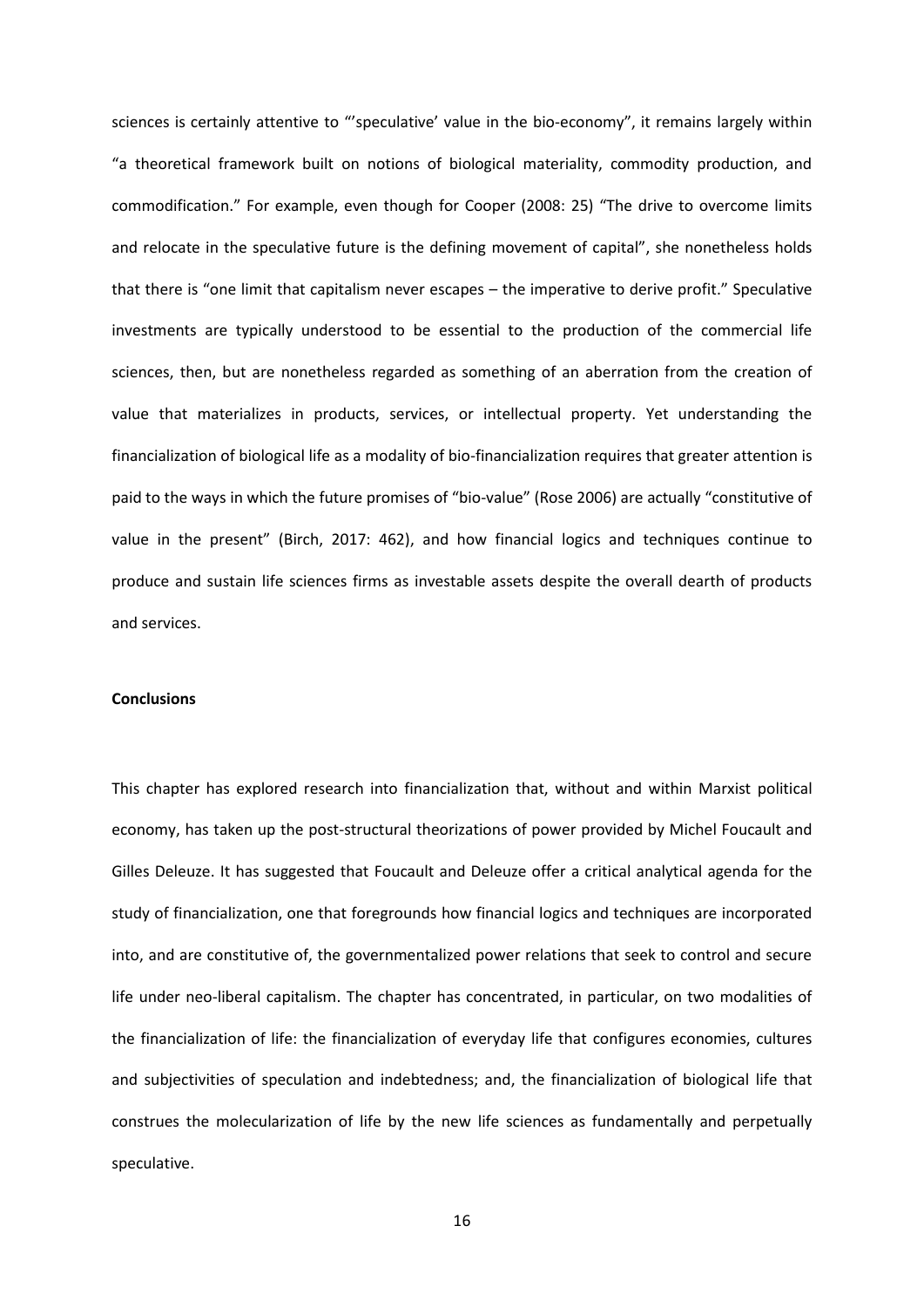sciences is certainly attentive to "'speculative' value in the bio-economy", it remains largely within "a theoretical framework built on notions of biological materiality, commodity production, and commodification." For example, even though for Cooper (2008: 25) "The drive to overcome limits and relocate in the speculative future is the defining movement of capital", she nonetheless holds that there is "one limit that capitalism never escapes – the imperative to derive profit." Speculative investments are typically understood to be essential to the production of the commercial life sciences, then, but are nonetheless regarded as something of an aberration from the creation of value that materializes in products, services, or intellectual property. Yet understanding the financialization of biological life as a modality of bio-financialization requires that greater attention is paid to the ways in which the future promises of "bio-value" (Rose 2006) are actually "constitutive of value in the present" (Birch, 2017: 462), and how financial logics and techniques continue to produce and sustain life sciences firms as investable assets despite the overall dearth of products and services.

**Conclusions**

This chapter has explored research into financialization that, without and within Marxist political economy, has taken up the post-structural theorizations of power provided by Michel Foucault and Gilles Deleuze. It has suggested that Foucault and Deleuze offer a critical analytical agenda for the study of financialization, one that foregrounds how financial logics and techniques are incorporated into, and are constitutive of, the governmentalized power relations that seek to control and secure life under neo-liberal capitalism. The chapter has concentrated, in particular, on two modalities of the financialization of life: the financialization of everyday life that configures economies, cultures and subjectivities of speculation and indebtedness; and, the financialization of biological life that construes the molecularization of life by the new life sciences as fundamentally and perpetually speculative.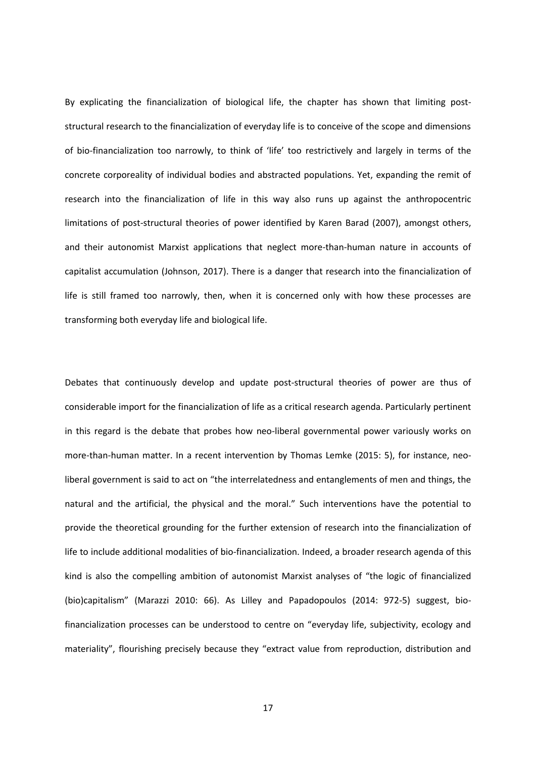By explicating the financialization of biological life, the chapter has shown that limiting post-structural research to the financialization of everyday life is to conceive of the scope and dimensions of bio-financialization too narrowly, to think of 'life' too restrictively and largely in terms of the concrete corporeality of individual bodies and abstracted populations. Yet, expanding the remit of research into the financialization of life in this way also runs up against the anthropocentric limitations of post-structural theories of power identified by Karen Barad (2007), amongst others, and their autonomist Marxist applications that neglect more-than-human nature in accounts of capitalist accumulation (Johnson, 2017). There is a danger that research into the financialization of life is still framed too narrowly, then, when it is concerned only with how these processes are transforming both everyday life and biological life.

Debates that continuously develop and update post-structural theories of power are thus of considerable import for the financialization of life as a critical research agenda. Particularly pertinent in this regard is the debate that probes how neo-liberal governmental power variously works on more-than-human matter. In a recent intervention by Thomas Lemke (2015: 5), for instance, neo-liberal government is said to act on "the interrelatedness and entanglements of men and things, the natural and the artificial, the physical and the moral." Such interventions have the potential to provide the theoretical grounding for the further extension of research into the financialization of life to include additional modalities of bio-financialization. Indeed, a broader research agenda of this kind is also the compelling ambition of autonomist Marxist analyses of "the logic of financialized (bio)capitalism" (Marazzi 2010: 66). As Lilley and Papadopoulos (2014: 972-5) suggest, bio-financialization processes can be understood to centre on "everyday life, subjectivity, ecology and materiality", flourishing precisely because they "extract value from reproduction, distribution and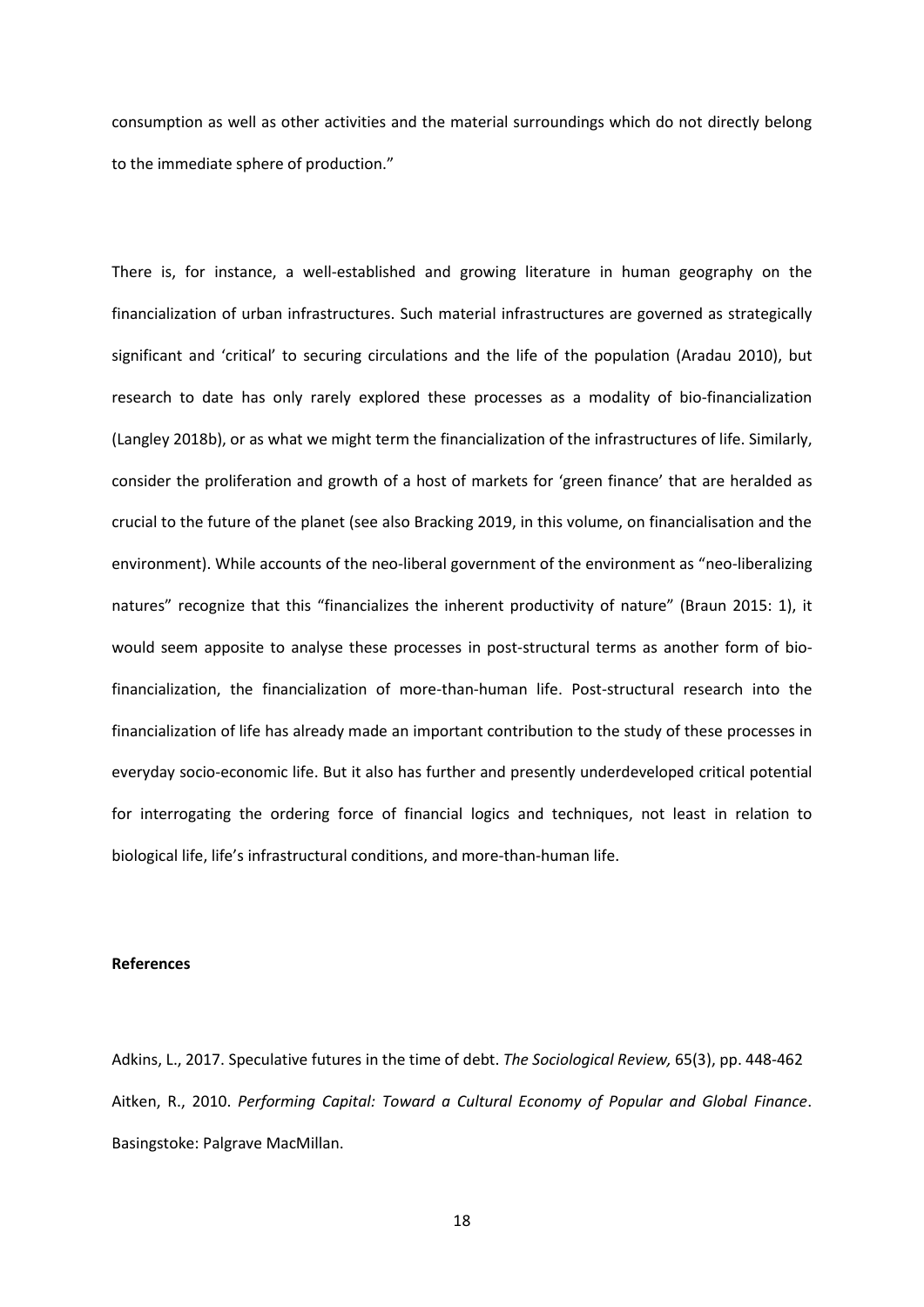consumption as well as other activities and the material surroundings which do not directly belong to the immediate sphere of production."

There is, for instance, a well-established and growing literature in human geography on the financialization of urban infrastructures. Such material infrastructures are governed as strategically significant and 'critical' to securing circulations and the life of the population (Aradau 2010), but research to date has only rarely explored these processes as a modality of bio-financialization (Langley 2018b), or as what we might term the financialization of the infrastructures of life. Similarly, consider the proliferation and growth of a host of markets for 'green finance' that are heralded as crucial to the future of the planet (see also Bracking 2019, in this volume, on financialisation and the environment). While accounts of the neo-liberal government of the environment as "neo-liberalizing natures" recognize that this "financializes the inherent productivity of nature" (Braun 2015: 1), it would seem apposite to analyse these processes in post-structural terms as another form of bio-financialization, the financialization of more-than-human life. Post-structural research into the financialization of life has already made an important contribution to the study of these processes in everyday socio-economic life. But it also has further and presently underdeveloped critical potential for interrogating the ordering force of financial logics and techniques, not least in relation to biological life, life's infrastructural conditions, and more-than-human life.

**References**

Adkins, L., 2017. Speculative futures in the time of debt. *The Sociological Review,* 65(3), pp. 448-462

Aitken, R., 2010. *Performing Capital: Toward a Cultural Economy of Popular and Global Finance*. Basingstoke: Palgrave MacMillan.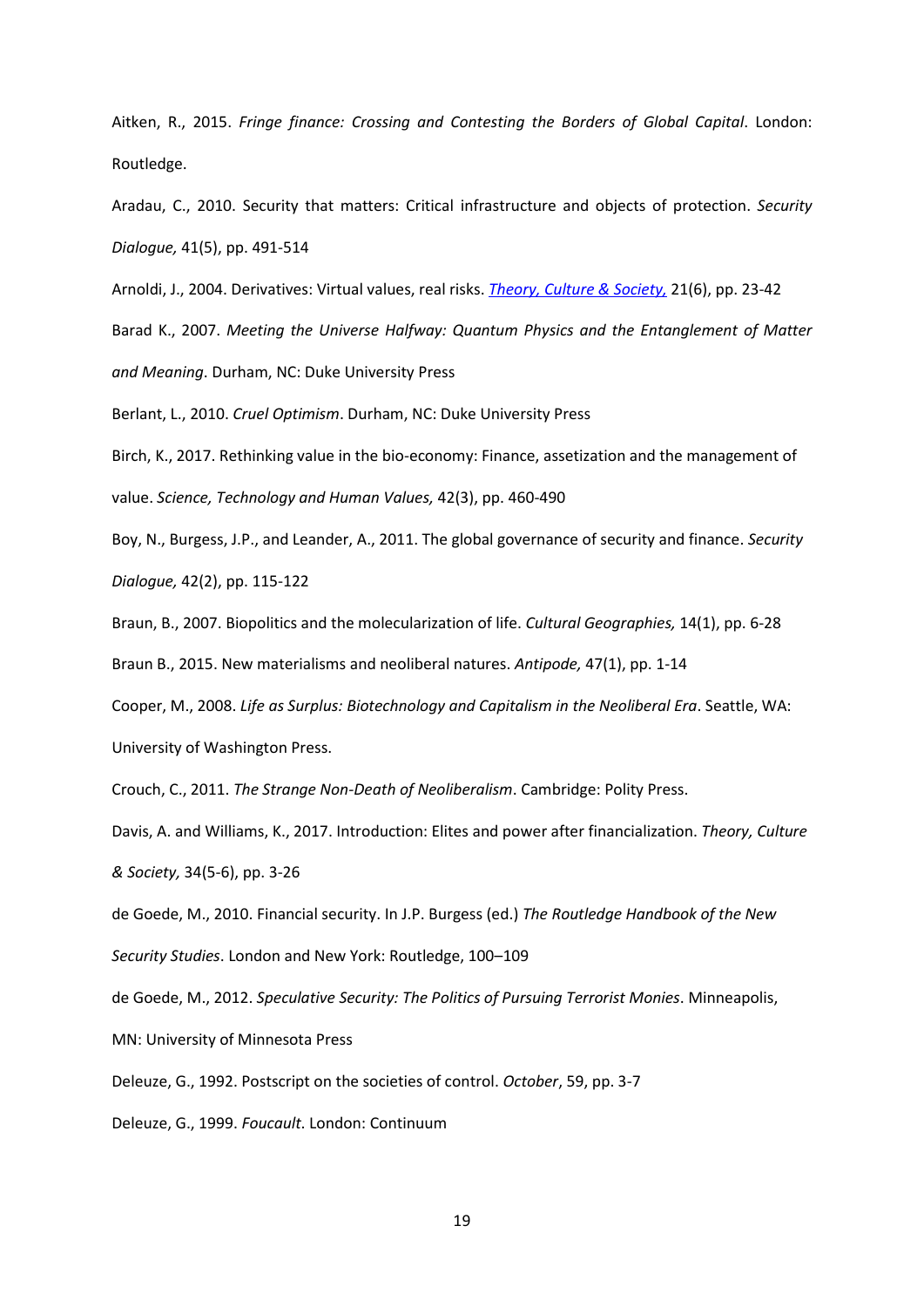Aitken, R., 2015. *Fringe finance: Crossing and Contesting the Borders of Global Capital*. London: Routledge.

Aradau, C., 2010. Security that matters: Critical infrastructure and objects of protection. *Security Dialogue,* 41(5), pp. 491-514

Arnoldi, J., 2004. Derivatives: Virtual values, real risks. *Theory, Culture & Society,* 21(6), pp. 23-42

Barad K., 2007. *Meeting the Universe Halfway: Quantum Physics and the Entanglement of Matter and Meaning*. Durham, NC: Duke University Press

Berlant, L., 2010. *Cruel Optimism*. Durham, NC: Duke University Press

Birch, K., 2017. Rethinking value in the bio-economy: Finance, assetization and the management of value. *Science, Technology and Human Values,* 42(3), pp. 460-490

Boy, N., Burgess, J.P., and Leander, A., 2011. The global governance of security and finance. *Security Dialogue,* 42(2), pp. 115-122

Braun, B., 2007. Biopolitics and the molecularization of life. *Cultural Geographies,* 14(1), pp. 6-28

Braun B., 2015. New materialisms and neoliberal natures. *Antipode,* 47(1), pp. 1-14

Cooper, M., 2008. *Life as Surplus: Biotechnology and Capitalism in the Neoliberal Era*. Seattle, WA: University of Washington Press.

Crouch, C., 2011. *The Strange Non-Death of Neoliberalism*. Cambridge: Polity Press.

Davis, A. and Williams, K., 2017. Introduction: Elites and power after financialization. *Theory, Culture & Society,* 34(5-6), pp. 3-26

de Goede, M., 2010. Financial security. In J.P. Burgess (ed.) *The Routledge Handbook of the New Security Studies*. London and New York: Routledge, 100–109

de Goede, M., 2012. *Speculative Security: The Politics of Pursuing Terrorist Monies*. Minneapolis, MN: University of Minnesota Press

Deleuze, G., 1992. Postscript on the societies of control. *October*, 59, pp. 3-7

Deleuze, G., 1999. *Foucault*. London: Continuum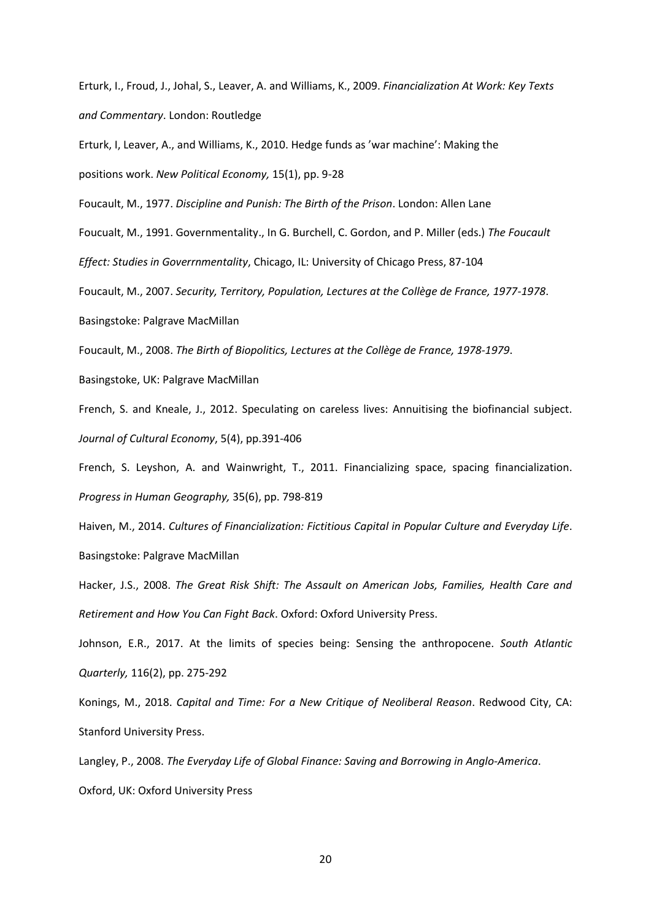Erturk, I., Froud, J., Johal, S., Leaver, A. and Williams, K., 2009. *Financialization At Work: Key Texts and Commentary*. London: Routledge

Erturk, I, Leaver, A., and Williams, K., 2010. Hedge funds as 'war machine': Making the positions work. *New Political Economy,* 15(1), pp. 9-28

Foucault, M., 1977. *Discipline and Punish: The Birth of the Prison*. London: Allen Lane

Foucualt, M., 1991. Governmentality., In G. Burchell, C. Gordon, and P. Miller (eds.) *The Foucault Effect: Studies in Goverrnmentality*, Chicago, IL: University of Chicago Press, 87-104

Foucault, M., 2007. *Security, Territory, Population, Lectures at the Collège de France, 1977-1978*. Basingstoke: Palgrave MacMillan

Foucault, M., 2008. *The Birth of Biopolitics, Lectures at the Collège de France, 1978-1979*. Basingstoke, UK: Palgrave MacMillan

French, S. and Kneale, J., 2012. Speculating on careless lives: Annuitising the biofinancial subject. *Journal of Cultural Economy*, 5(4), pp.391-406

French, S. Leyshon, A. and Wainwright, T., 2011. Financializing space, spacing financialization. *Progress in Human Geography,* 35(6), pp. 798-819

Haiven, M., 2014. *Cultures of Financialization: Fictitious Capital in Popular Culture and Everyday Life*. Basingstoke: Palgrave MacMillan

Hacker, J.S., 2008. *The Great Risk Shift: The Assault on American Jobs, Families, Health Care and Retirement and How You Can Fight Back*. Oxford: Oxford University Press.

Johnson, E.R., 2017. At the limits of species being: Sensing the anthropocene. *South Atlantic Quarterly,* 116(2), pp. 275-292

Konings, M., 2018. *Capital and Time: For a New Critique of Neoliberal Reason*. Redwood City, CA: Stanford University Press.

Langley, P., 2008. *The Everyday Life of Global Finance: Saving and Borrowing in Anglo-America*. Oxford, UK: Oxford University Press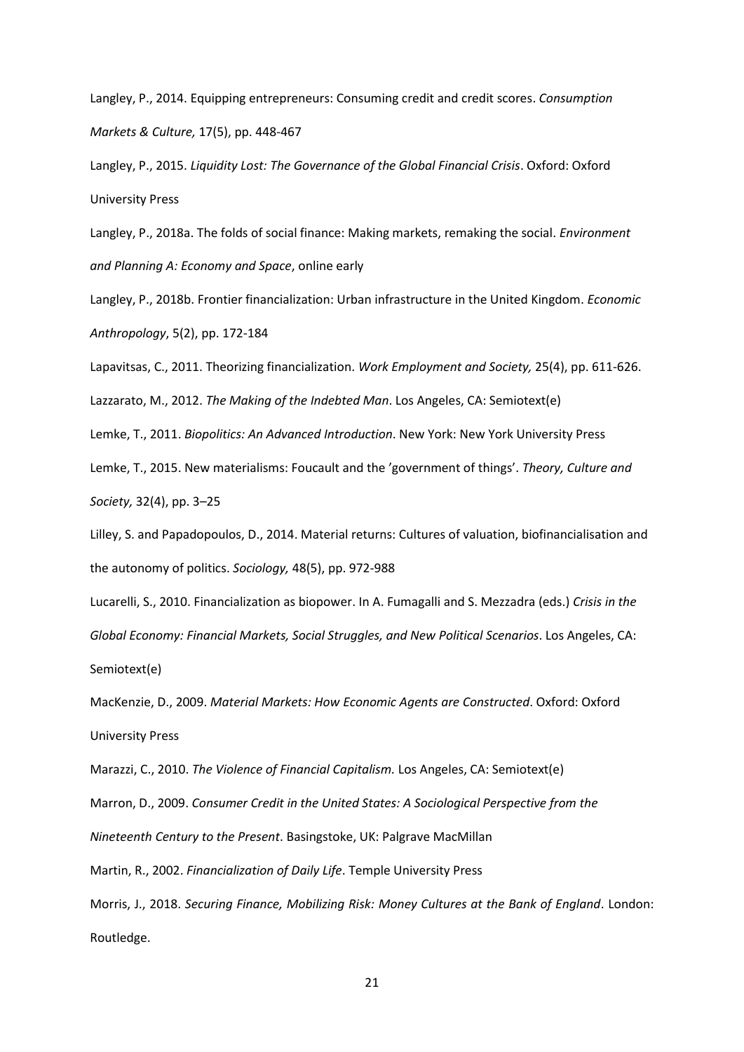Langley, P., 2014. Equipping entrepreneurs: Consuming credit and credit scores. *Consumption Markets & Culture,* 17(5), pp. 448-467

Langley, P., 2015. *Liquidity Lost: The Governance of the Global Financial Crisis*. Oxford: Oxford University Press

Langley, P., 2018a. The folds of social finance: Making markets, remaking the social. *Environment and Planning A: Economy and Space*, online early

Langley, P., 2018b. Frontier financialization: Urban infrastructure in the United Kingdom. *Economic Anthropology*, 5(2), pp. 172-184

Lapavitsas, C., 2011. Theorizing financialization. *Work Employment and Society,* 25(4), pp. 611-626.

Lazzarato, M., 2012. *The Making of the Indebted Man*. Los Angeles, CA: Semiotext(e)

Lemke, T., 2011. *Biopolitics: An Advanced Introduction*. New York: New York University Press

Lemke, T., 2015. New materialisms: Foucault and the 'government of things'. *Theory, Culture and Society,* 32(4), pp. 3–25

Lilley, S. and Papadopoulos, D., 2014. Material returns: Cultures of valuation, biofinancialisation and the autonomy of politics. *Sociology,* 48(5), pp. 972-988

Lucarelli, S., 2010. Financialization as biopower. In A. Fumagalli and S. Mezzadra (eds.) *Crisis in the Global Economy: Financial Markets, Social Struggles, and New Political Scenarios*. Los Angeles, CA: Semiotext(e)

MacKenzie, D., 2009. *Material Markets: How Economic Agents are Constructed*. Oxford: Oxford University Press

Marazzi, C., 2010. *The Violence of Financial Capitalism.* Los Angeles, CA: Semiotext(e)

Marron, D., 2009. *Consumer Credit in the United States: A Sociological Perspective from the Nineteenth Century to the Present*. Basingstoke, UK: Palgrave MacMillan

Martin, R., 2002. *Financialization of Daily Life*. Temple University Press

Morris, J., 2018. *Securing Finance, Mobilizing Risk: Money Cultures at the Bank of England*. London: Routledge.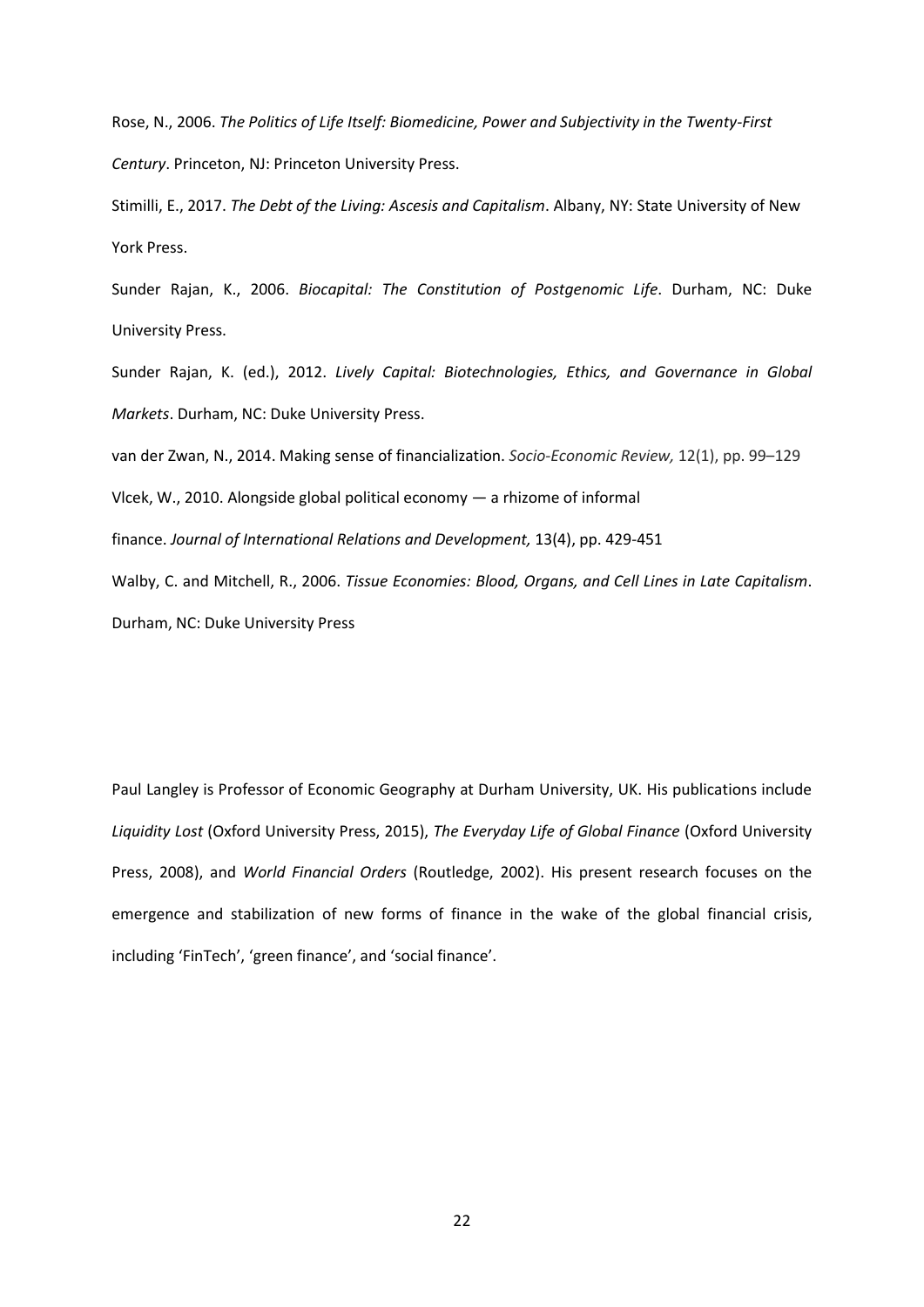Rose, N., 2006. *The Politics of Life Itself: Biomedicine, Power and Subjectivity in the Twenty-First Century*. Princeton, NJ: Princeton University Press.

Stimilli, E., 2017. *The Debt of the Living: Ascesis and Capitalism*. Albany, NY: State University of New York Press.

Sunder Rajan, K., 2006. *Biocapital: The Constitution of Postgenomic Life*. Durham, NC: Duke University Press.

Sunder Rajan, K. (ed.), 2012. *Lively Capital: Biotechnologies, Ethics, and Governance in Global Markets*. Durham, NC: Duke University Press.

van der Zwan, N., 2014. Making sense of financialization. *Socio-Economic Review,* 12(1), pp. 99–129

Vlcek, W., 2010. Alongside global political economy — a rhizome of informal finance. *Journal of International Relations and Development,* 13(4), pp. 429-451

Walby, C. and Mitchell, R., 2006. *Tissue Economies: Blood, Organs, and Cell Lines in Late Capitalism*. Durham, NC: Duke University Press

Paul Langley is Professor of Economic Geography at Durham University, UK. His publications include *Liquidity Lost* (Oxford University Press, 2015), *The Everyday Life of Global Finance* (Oxford University Press, 2008), and *World Financial Orders* (Routledge, 2002). His present research focuses on the emergence and stabilization of new forms of finance in the wake of the global financial crisis, including 'FinTech', 'green finance', and 'social finance'.